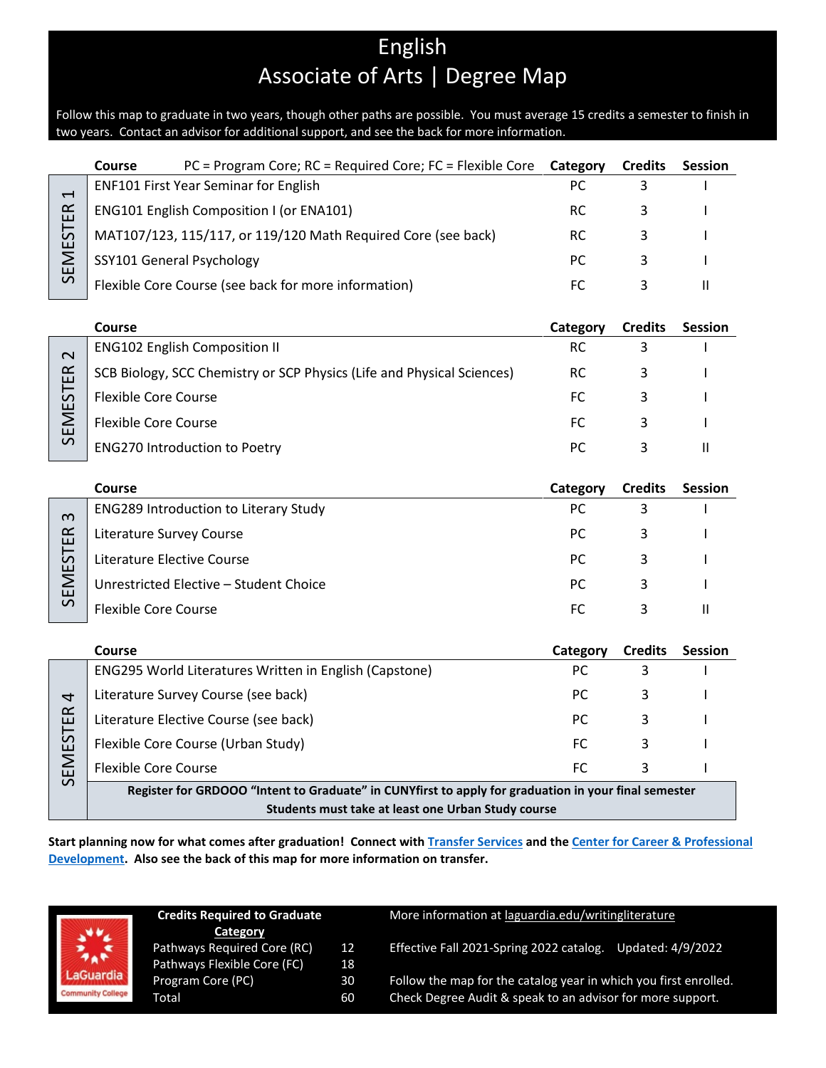# English
## Associate of Arts | Degree Map

Follow this map to graduate in two years, though other paths are possible. You must average 15 credits a semester to finish in two years. Contact an advisor for additional support, and see the back for more information.

### SEMESTER 1

| Course — PC = Program Core; RC = Required Core; FC = Flexible Core | Category | Credits | Session |
|---|---|---|---|
| ENF101 First Year Seminar for English | PC | 3 | I |
| ENG101 English Composition I (or ENA101) | RC | 3 | I |
| MAT107/123, 115/117, or 119/120 Math Required Core (see back) | RC | 3 | I |
| SSY101 General Psychology | PC | 3 | I |
| Flexible Core Course (see back for more information) | FC | 3 | II |

### SEMESTER 2

| Course | Category | Credits | Session |
|---|---|---|---|
| ENG102 English Composition II | RC | 3 | I |
| SCB Biology, SCC Chemistry or SCP Physics (Life and Physical Sciences) | RC | 3 | I |
| Flexible Core Course | FC | 3 | I |
| Flexible Core Course | FC | 3 | I |
| ENG270 Introduction to Poetry | PC | 3 | II |

### SEMESTER 3

| Course | Category | Credits | Session |
|---|---|---|---|
| ENG289 Introduction to Literary Study | PC | 3 | I |
| Literature Survey Course | PC | 3 | I |
| Literature Elective Course | PC | 3 | I |
| Unrestricted Elective – Student Choice | PC | 3 | I |
| Flexible Core Course | FC | 3 | II |

### SEMESTER 4

| Course | Category | Credits | Session |
|---|---|---|---|
| ENG295 World Literatures Written in English (Capstone) | PC | 3 | I |
| Literature Survey Course (see back) | PC | 3 | I |
| Literature Elective Course (see back) | PC | 3 | I |
| Flexible Core Course (Urban Study) | FC | 3 | I |
| Flexible Core Course | FC | 3 | I |

**Register for GRDOOO "Intent to Graduate" in CUNYfirst to apply for graduation in your final semester**
**Students must take at least one Urban Study course**

**Start planning now for what comes after graduation! Connect with Transfer Services and the Center for Career & Professional Development. Also see the back of this map for more information on transfer.**

| Credits Required to Graduate Category | |
|---|---|
| Pathways Required Core (RC) | 12 |
| Pathways Flexible Core (FC) | 18 |
| Program Core (PC) | 30 |
| Total | 60 |

More information at laguardia.edu/writingliterature

Effective Fall 2021-Spring 2022 catalog. Updated: 4/9/2022

Follow the map for the catalog year in which you first enrolled. Check Degree Audit & speak to an advisor for more support.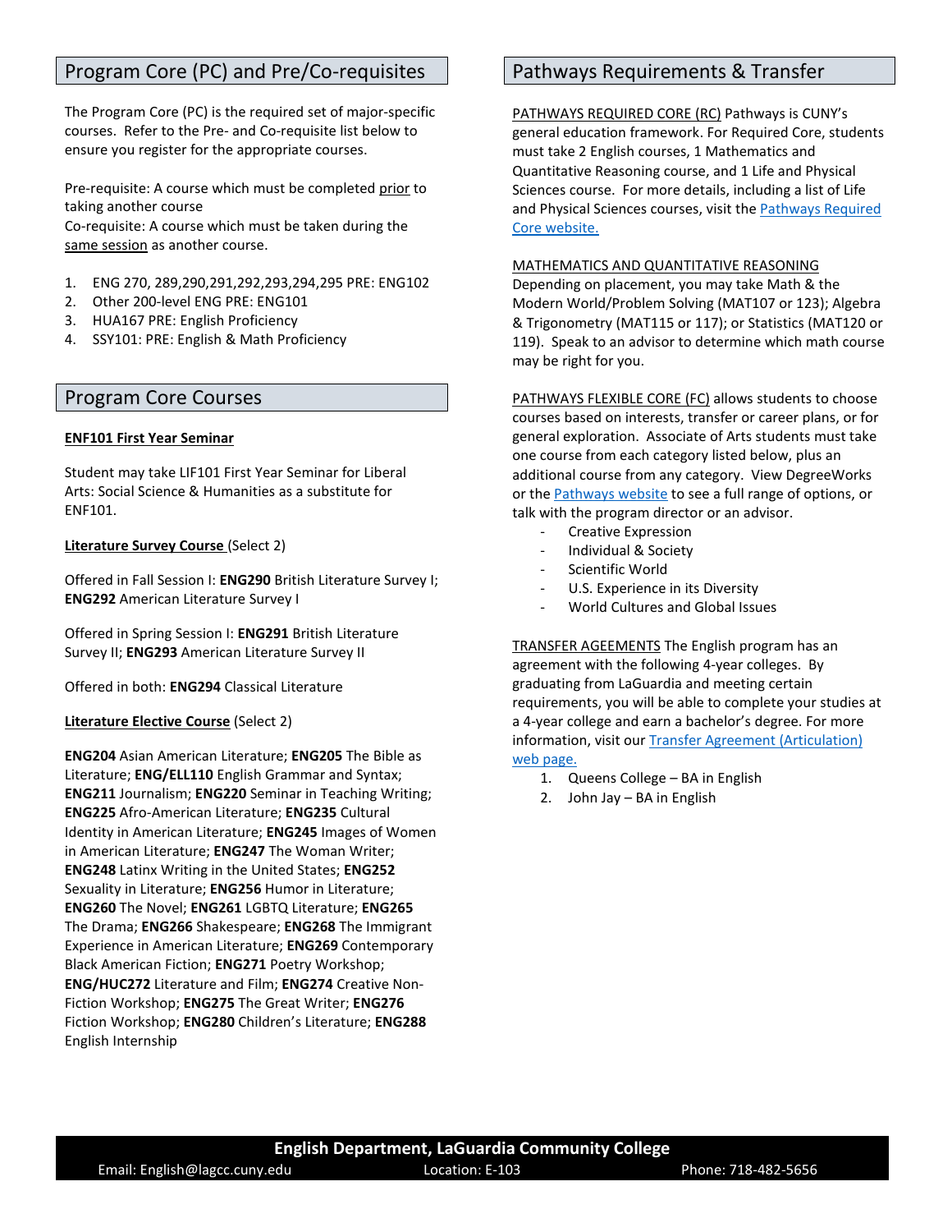## Program Core (PC) and Pre/Co-requisites

The Program Core (PC) is the required set of major-specific courses. Refer to the Pre- and Co-requisite list below to ensure you register for the appropriate courses.

Pre-requisite: A course which must be completed prior to taking another course
Co-requisite: A course which must be taken during the same session as another course.

1. ENG 270, 289,290,291,292,293,294,295 PRE: ENG102
2. Other 200-level ENG PRE: ENG101
3. HUA167 PRE: English Proficiency
4. SSY101: PRE: English & Math Proficiency

## Program Core Courses

**ENF101 First Year Seminar**

Student may take LIF101 First Year Seminar for Liberal Arts: Social Science & Humanities as a substitute for ENF101.

**Literature Survey Course** (Select 2)

Offered in Fall Session I: **ENG290** British Literature Survey I; **ENG292** American Literature Survey I

Offered in Spring Session I: **ENG291** British Literature Survey II; **ENG293** American Literature Survey II

Offered in both: **ENG294** Classical Literature

**Literature Elective Course** (Select 2)

**ENG204** Asian American Literature; **ENG205** The Bible as Literature; **ENG/ELL110** English Grammar and Syntax; **ENG211** Journalism; **ENG220** Seminar in Teaching Writing; **ENG225** Afro-American Literature; **ENG235** Cultural Identity in American Literature; **ENG245** Images of Women in American Literature; **ENG247** The Woman Writer; **ENG248** Latinx Writing in the United States; **ENG252** Sexuality in Literature; **ENG256** Humor in Literature; **ENG260** The Novel; **ENG261** LGBTQ Literature; **ENG265** The Drama; **ENG266** Shakespeare; **ENG268** The Immigrant Experience in American Literature; **ENG269** Contemporary Black American Fiction; **ENG271** Poetry Workshop; **ENG/HUC272** Literature and Film; **ENG274** Creative Non-Fiction Workshop; **ENG275** The Great Writer; **ENG276** Fiction Workshop; **ENG280** Children's Literature; **ENG288** English Internship

## Pathways Requirements & Transfer

PATHWAYS REQUIRED CORE (RC) Pathways is CUNY's general education framework. For Required Core, students must take 2 English courses, 1 Mathematics and Quantitative Reasoning course, and 1 Life and Physical Sciences course. For more details, including a list of Life and Physical Sciences courses, visit the Pathways Required Core website.

MATHEMATICS AND QUANTITATIVE REASONING Depending on placement, you may take Math & the Modern World/Problem Solving (MAT107 or 123); Algebra & Trigonometry (MAT115 or 117); or Statistics (MAT120 or 119). Speak to an advisor to determine which math course may be right for you.

PATHWAYS FLEXIBLE CORE (FC) allows students to choose courses based on interests, transfer or career plans, or for general exploration. Associate of Arts students must take one course from each category listed below, plus an additional course from any category. View DegreeWorks or the Pathways website to see a full range of options, or talk with the program director or an advisor.

- Creative Expression
- Individual & Society
- Scientific World
- U.S. Experience in its Diversity
- World Cultures and Global Issues

TRANSFER AGEEMENTS The English program has an agreement with the following 4-year colleges. By graduating from LaGuardia and meeting certain requirements, you will be able to complete your studies at a 4-year college and earn a bachelor's degree. For more information, visit our Transfer Agreement (Articulation) web page.

1. Queens College – BA in English
2. John Jay – BA in English

**English Department, LaGuardia Community College**
Email: English@lagcc.cuny.edu Location: E-103 Phone: 718-482-5656